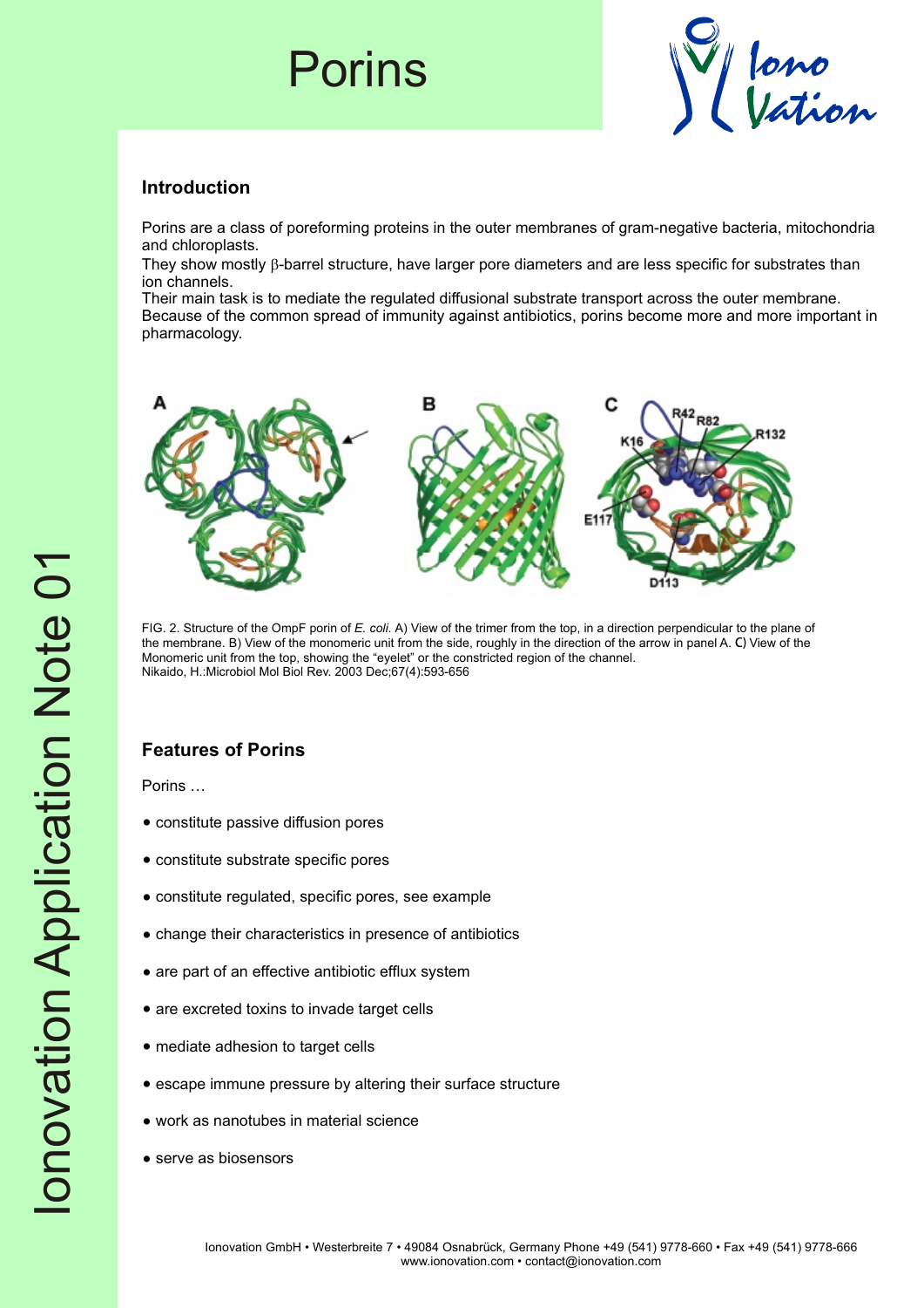# Porins

## Introduction

Porins are a class of poreforming proteins in the outer membranes of gram-negative bacteria, mitochondria and chloroplasts.
They show mostly $\beta$-barrel structure, have larger pore diameters and are less specific for substrates than ion channels.
Their main task is to mediate the regulated diffusional substrate transport across the outer membrane.
Because of the common spread of immunity against antibiotics, porins become more and more important in pharmacology.

FIG. 2. Structure of the OmpF porin of *E. coli.* A) View of the trimer from the top, in a direction perpendicular to the plane of the membrane. B) View of the monomeric unit from the side, roughly in the direction of the arrow in panel A. **C)** View of the Monomeric unit from the top, showing the "eyelet" or the constricted region of the channel.
Nikaido, H.:Microbiol Mol Biol Rev. 2003 Dec;67(4):593-656

## Features of Porins

Porins …

- constitute passive diffusion pores
- constitute substrate specific pores
- constitute regulated, specific pores, see example
- change their characteristics in presence of antibiotics
- are part of an effective antibiotic efflux system
- are excreted toxins to invade target cells
- mediate adhesion to target cells
- escape immune pressure by altering their surface structure
- work as nanotubes in material science
- serve as biosensors

Ionovation GmbH • Westerbreite 7 • 49084 Osnabrück, Germany Phone +49 (541) 9778-660 • Fax +49 (541) 9778-666
www.ionovation.com • contact@ionovation.com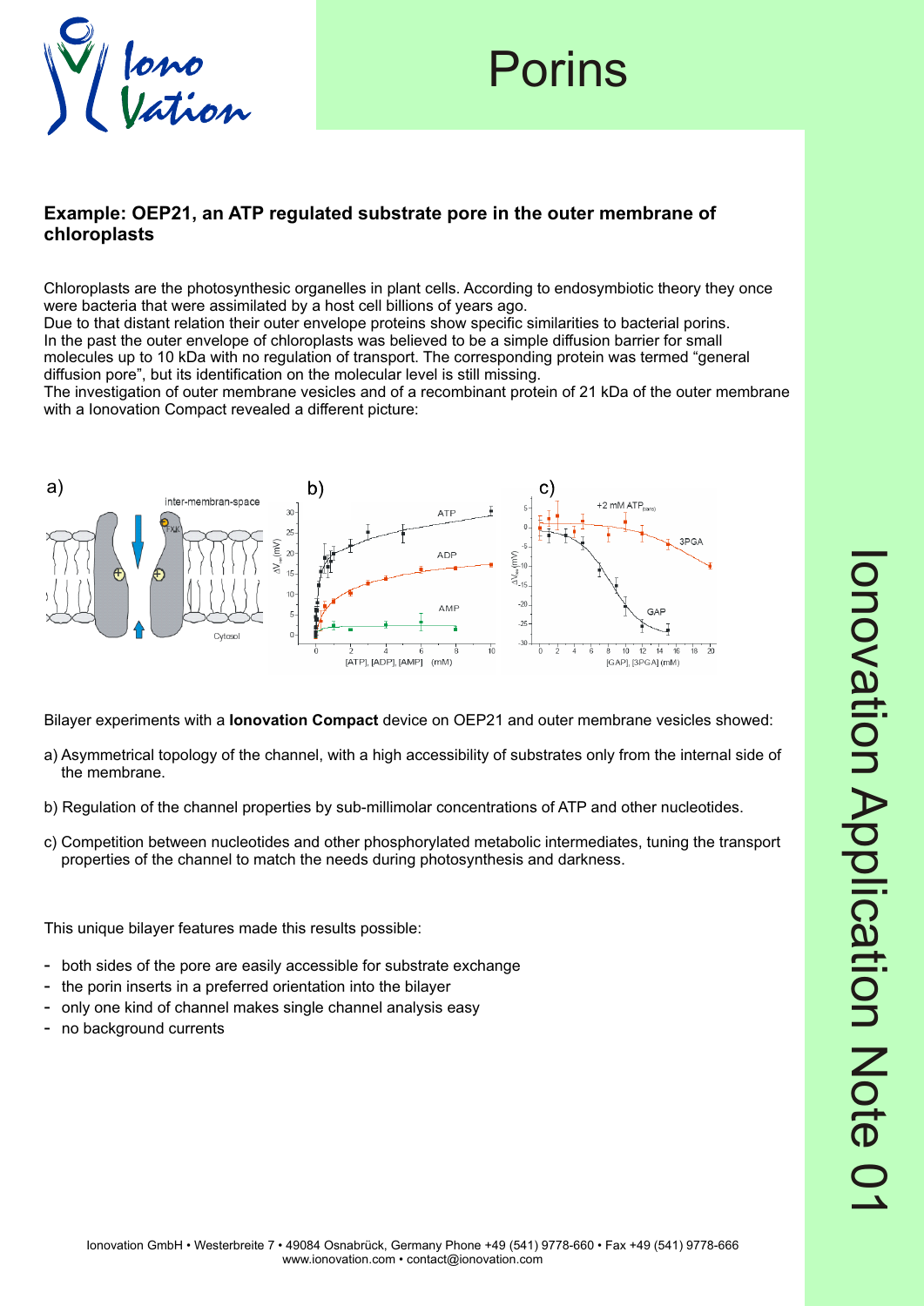# Porins

### Example: OEP21, an ATP regulated substrate pore in the outer membrane of chloroplasts

Chloroplasts are the photosynthesic organelles in plant cells. According to endosymbiotic theory they once were bacteria that were assimilated by a host cell billions of years ago.
Due to that distant relation their outer envelope proteins show specific similarities to bacterial porins.
In the past the outer envelope of chloroplasts was believed to be a simple diffusion barrier for small molecules up to 10 kDa with no regulation of transport. The corresponding protein was termed "general diffusion pore", but its identification on the molecular level is still missing.
The investigation of outer membrane vesicles and of a recombinant protein of 21 kDa of the outer membrane with a Ionovation Compact revealed a different picture:

a)
inter-membran-space
FXK
Cytosol

b)
ATP
ADP
AMP
$\Delta V_{rev}$ (mV)
[ATP], [ADP], [AMP] (mM)

c)
+2 mM $ATP_{(cis)}$
3PGA
GAP
$\Delta V_{rev}$ (mV)
[GAP], [3PGA] (mM)

Bilayer experiments with a **Ionovation Compact** device on OEP21 and outer membrane vesicles showed:

a) Asymmetrical topology of the channel, with a high accessibility of substrates only from the internal side of the membrane.

b) Regulation of the channel properties by sub-millimolar concentrations of ATP and other nucleotides.

c) Competition between nucleotides and other phosphorylated metabolic intermediates, tuning the transport properties of the channel to match the needs during photosynthesis and darkness.

This unique bilayer features made this results possible:

- both sides of the pore are easily accessible for substrate exchange
- the porin inserts in a preferred orientation into the bilayer
- only one kind of channel makes single channel analysis easy
- no background currents

Ionovation Application Note 01

Ionovation GmbH • Westerbreite 7 • 49084 Osnabrück, Germany Phone +49 (541) 9778-660 • Fax +49 (541) 9778-666
www.ionovation.com • contact@ionovation.com